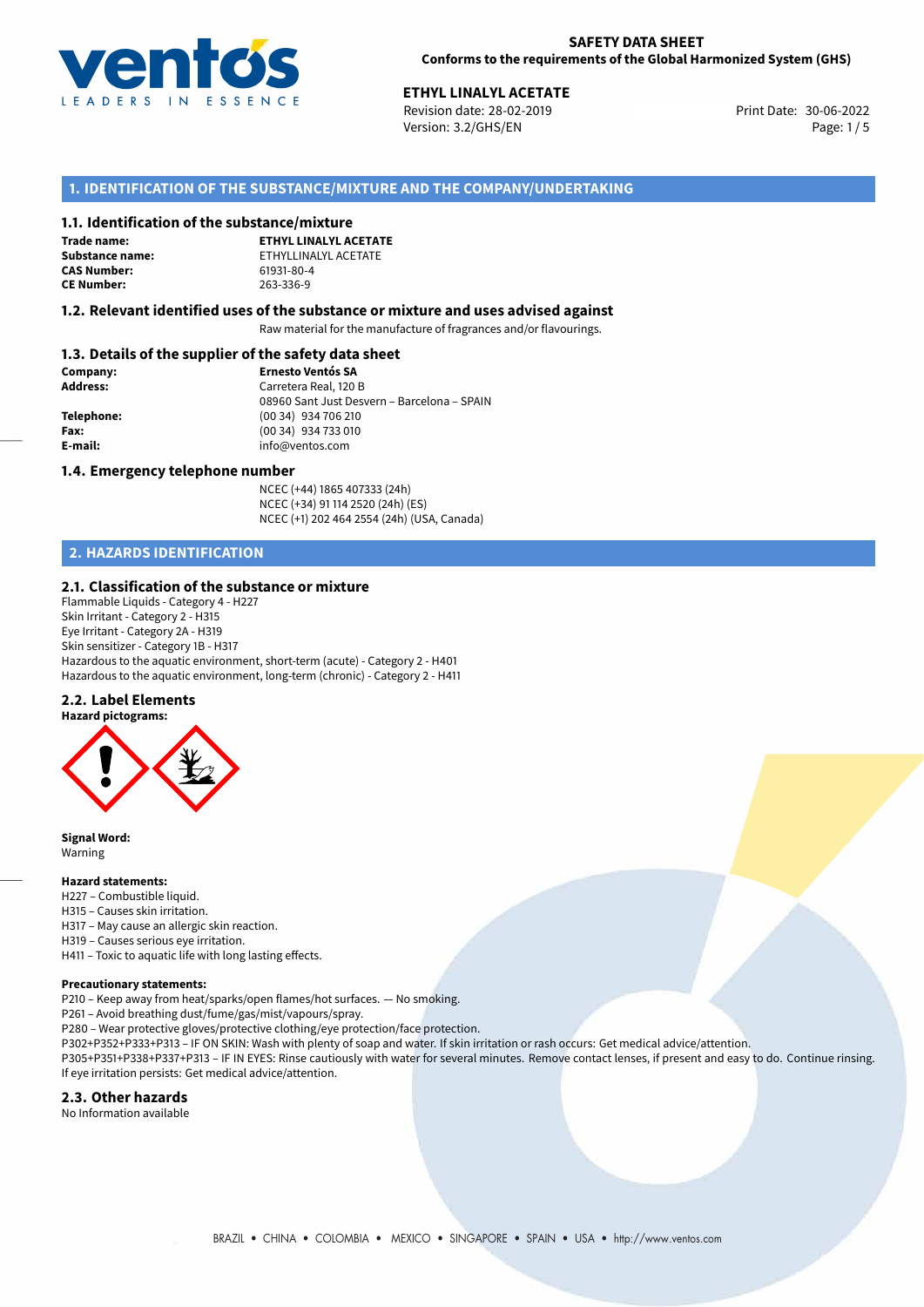**SAFETY DATA SHEET**
**Conforms to the requirements of the Global Harmonized System (GHS)**

**ETHYL LINALYL ACETATE**
Revision date: 28-02-2019
Version: 3.2/GHS/EN
Print Date: 30-06-2022

## 1. IDENTIFICATION OF THE SUBSTANCE/MIXTURE AND THE COMPANY/UNDERTAKING

### 1.1. Identification of the substance/mixture

**Trade name:** **ETHYL LINALYL ACETATE**
**Substance name:** ETHYLLINALYL ACETATE
**CAS Number:** 61931-80-4
**CE Number:** 263-336-9

### 1.2. Relevant identified uses of the substance or mixture and uses advised against

Raw material for the manufacture of fragrances and/or flavourings.

### 1.3. Details of the supplier of the safety data sheet

**Company:** **Ernesto Ventós SA**
**Address:** Carretera Real, 120 B
08960 Sant Just Desvern – Barcelona – SPAIN
**Telephone:** (00 34) 934 706 210
**Fax:** (00 34) 934 733 010
**E-mail:** info@ventos.com

### 1.4. Emergency telephone number

NCEC (+44) 1865 407333 (24h)
NCEC (+34) 91 114 2520 (24h) (ES)
NCEC (+1) 202 464 2554 (24h) (USA, Canada)

## 2. HAZARDS IDENTIFICATION

### 2.1. Classification of the substance or mixture

Flammable Liquids - Category 4 - H227
Skin Irritant - Category 2 - H315
Eye Irritant - Category 2A - H319
Skin sensitizer - Category 1B - H317
Hazardous to the aquatic environment, short-term (acute) - Category 2 - H401
Hazardous to the aquatic environment, long-term (chronic) - Category 2 - H411

### 2.2. Label Elements

**Hazard pictograms:**

**Signal Word:**
Warning

**Hazard statements:**
H227 – Combustible liquid.
H315 – Causes skin irritation.
H317 – May cause an allergic skin reaction.
H319 – Causes serious eye irritation.
H411 – Toxic to aquatic life with long lasting effects.

**Precautionary statements:**
P210 – Keep away from heat/sparks/open flames/hot surfaces. — No smoking.
P261 – Avoid breathing dust/fume/gas/mist/vapours/spray.
P280 – Wear protective gloves/protective clothing/eye protection/face protection.
P302+P352+P333+P313 – IF ON SKIN: Wash with plenty of soap and water. If skin irritation or rash occurs: Get medical advice/attention.
P305+P351+P338+P337+P313 – IF IN EYES: Rinse cautiously with water for several minutes. Remove contact lenses, if present and easy to do. Continue rinsing. If eye irritation persists: Get medical advice/attention.

### 2.3. Other hazards

No Information available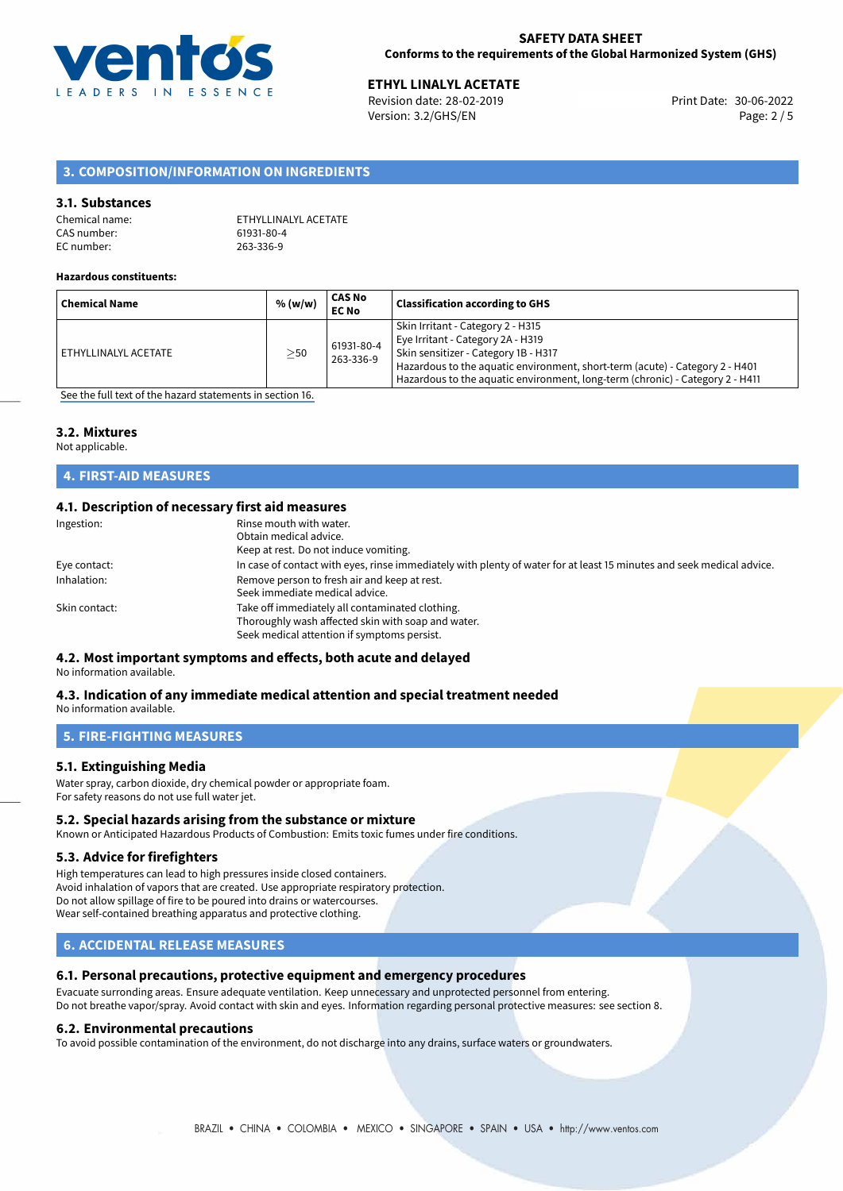## 3. COMPOSITION/INFORMATION ON INGREDIENTS

### 3.1. Substances

Chemical name: ETHYLLINALYL ACETATE
CAS number: 61931-80-4
EC number: 263-336-9

**Hazardous constituents:**

| Chemical Name | % (w/w) | CAS No EC No | Classification according to GHS |
|---|---|---|---|
| ETHYLLINALYL ACETATE | ≥50 | 61931-80-4 263-336-9 | Skin Irritant - Category 2 - H315<br>Eye Irritant - Category 2A - H319<br>Skin sensitizer - Category 1B - H317<br>Hazardous to the aquatic environment, short-term (acute) - Category 2 - H401<br>Hazardous to the aquatic environment, long-term (chronic) - Category 2 - H411 |

See the full text of the hazard statements in section 16.

### 3.2. Mixtures

Not applicable.

## 4. FIRST-AID MEASURES

### 4.1. Description of necessary first aid measures

Ingestion: Rinse mouth with water.
Obtain medical advice.
Keep at rest. Do not induce vomiting.

Eye contact: In case of contact with eyes, rinse immediately with plenty of water for at least 15 minutes and seek medical advice.

Inhalation: Remove person to fresh air and keep at rest.
Seek immediate medical advice.

Skin contact: Take off immediately all contaminated clothing.
Thoroughly wash affected skin with soap and water.
Seek medical attention if symptoms persist.

### 4.2. Most important symptoms and effects, both acute and delayed

No information available.

### 4.3. Indication of any immediate medical attention and special treatment needed

No information available.

## 5. FIRE-FIGHTING MEASURES

### 5.1. Extinguishing Media

Water spray, carbon dioxide, dry chemical powder or appropriate foam.
For safety reasons do not use full water jet.

### 5.2. Special hazards arising from the substance or mixture

Known or Anticipated Hazardous Products of Combustion: Emits toxic fumes under fire conditions.

### 5.3. Advice for firefighters

High temperatures can lead to high pressures inside closed containers.
Avoid inhalation of vapors that are created. Use appropriate respiratory protection.
Do not allow spillage of fire to be poured into drains or watercourses.
Wear self-contained breathing apparatus and protective clothing.

## 6. ACCIDENTAL RELEASE MEASURES

### 6.1. Personal precautions, protective equipment and emergency procedures

Evacuate surrounding areas. Ensure adequate ventilation. Keep unnecessary and unprotected personnel from entering.
Do not breathe vapor/spray. Avoid contact with skin and eyes. Information regarding personal protective measures: see section 8.

### 6.2. Environmental precautions

To avoid possible contamination of the environment, do not discharge into any drains, surface waters or groundwaters.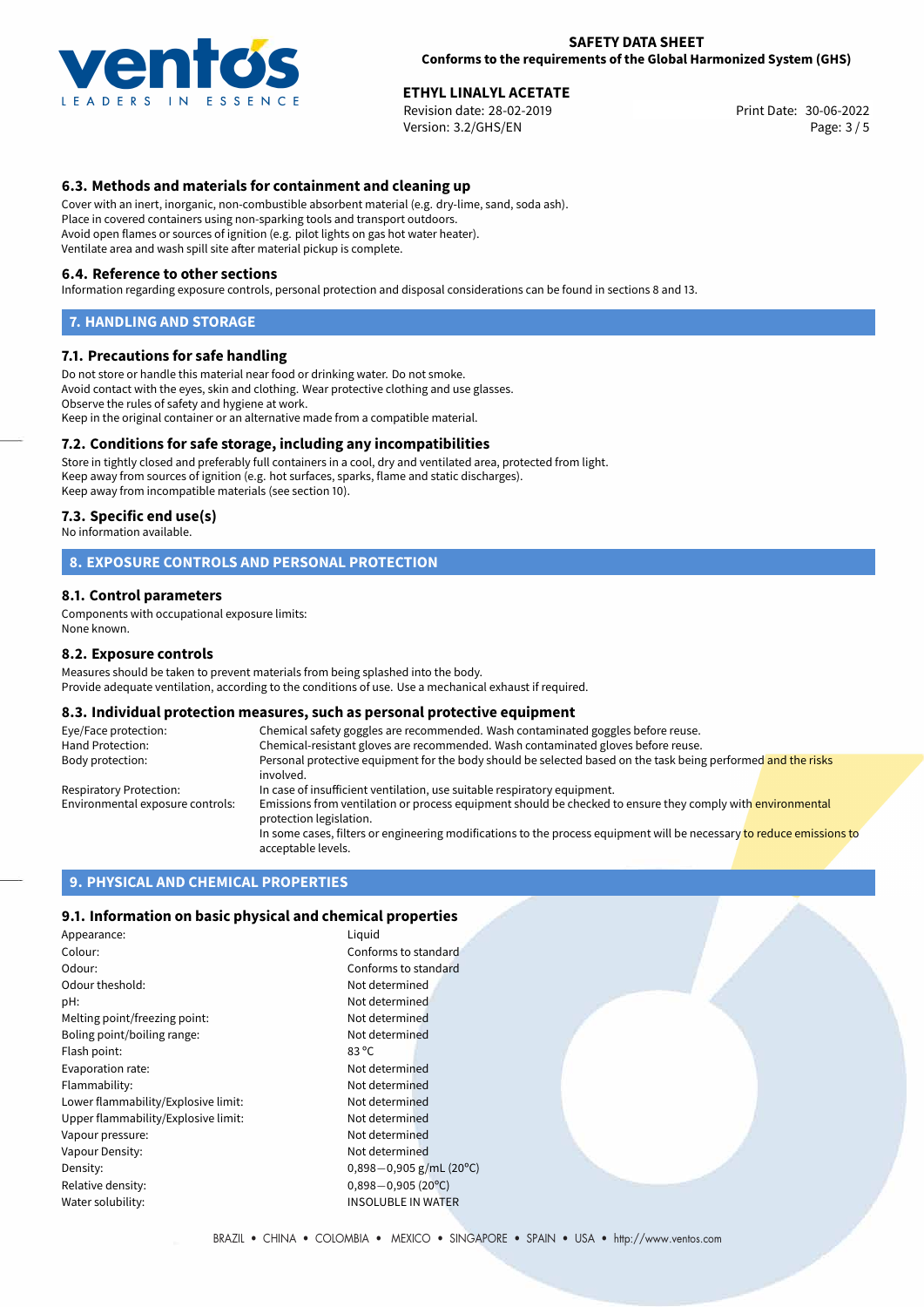### 6.3. Methods and materials for containment and cleaning up

Cover with an inert, inorganic, non-combustible absorbent material (e.g. dry-lime, sand, soda ash).
Place in covered containers using non-sparking tools and transport outdoors.
Avoid open flames or sources of ignition (e.g. pilot lights on gas hot water heater).
Ventilate area and wash spill site after material pickup is complete.

### 6.4. Reference to other sections

Information regarding exposure controls, personal protection and disposal considerations can be found in sections 8 and 13.

## 7. HANDLING AND STORAGE

### 7.1. Precautions for safe handling

Do not store or handle this material near food or drinking water. Do not smoke.
Avoid contact with the eyes, skin and clothing. Wear protective clothing and use glasses.
Observe the rules of safety and hygiene at work.
Keep in the original container or an alternative made from a compatible material.

### 7.2. Conditions for safe storage, including any incompatibilities

Store in tightly closed and preferably full containers in a cool, dry and ventilated area, protected from light.
Keep away from sources of ignition (e.g. hot surfaces, sparks, flame and static discharges).
Keep away from incompatible materials (see section 10).

### 7.3. Specific end use(s)

No information available.

## 8. EXPOSURE CONTROLS AND PERSONAL PROTECTION

### 8.1. Control parameters

Components with occupational exposure limits:
None known.

### 8.2. Exposure controls

Measures should be taken to prevent materials from being splashed into the body.
Provide adequate ventilation, according to the conditions of use. Use a mechanical exhaust if required.

### 8.3. Individual protection measures, such as personal protective equipment

| | |
|---|---|
| Eye/Face protection: | Chemical safety goggles are recommended. Wash contaminated goggles before reuse. |
| Hand Protection: | Chemical-resistant gloves are recommended. Wash contaminated gloves before reuse. |
| Body protection: | Personal protective equipment for the body should be selected based on the task being performed and the risks involved. |
| Respiratory Protection: | In case of insufficient ventilation, use suitable respiratory equipment. |
| Environmental exposure controls: | Emissions from ventilation or process equipment should be checked to ensure they comply with environmental protection legislation. In some cases, filters or engineering modifications to the process equipment will be necessary to reduce emissions to acceptable levels. |

## 9. PHYSICAL AND CHEMICAL PROPERTIES

### 9.1. Information on basic physical and chemical properties

| | |
|---|---|
| Appearance: | Liquid |
| Colour: | Conforms to standard |
| Odour: | Conforms to standard |
| Odour theshold: | Not determined |
| pH: | Not determined |
| Melting point/freezing point: | Not determined |
| Boling point/boiling range: | Not determined |
| Flash point: | 83 °C |
| Evaporation rate: | Not determined |
| Flammability: | Not determined |
| Lower flammability/Explosive limit: | Not determined |
| Upper flammability/Explosive limit: | Not determined |
| Vapour pressure: | Not determined |
| Vapour Density: | Not determined |
| Density: | 0,898−0,905 g/mL (20°C) |
| Relative density: | 0,898−0,905 (20°C) |
| Water solubility: | INSOLUBLE IN WATER |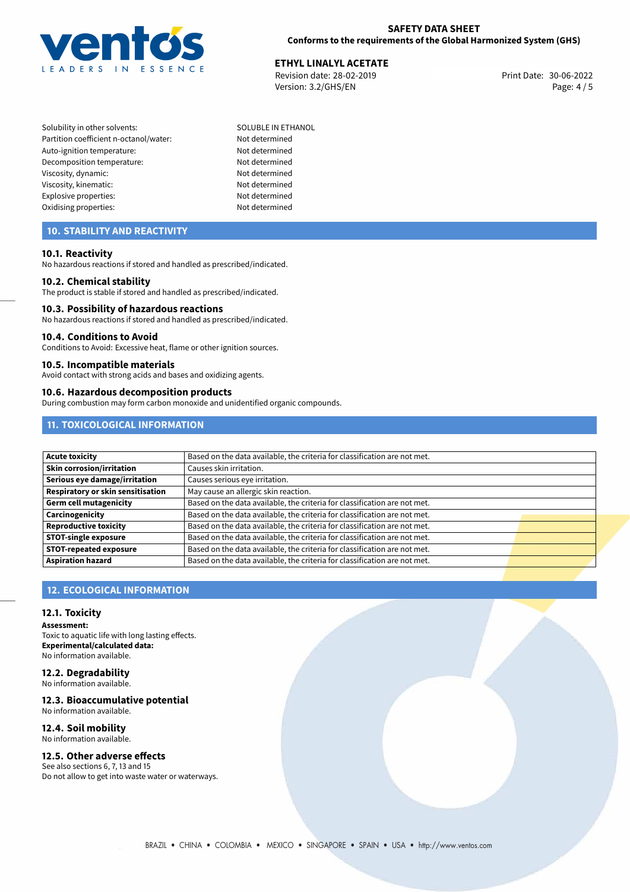| | |
|---|---|
| Solubility in other solvents: | SOLUBLE IN ETHANOL |
| Partition coefficient n-octanol/water: | Not determined |
| Auto-ignition temperature: | Not determined |
| Decomposition temperature: | Not determined |
| Viscosity, dynamic: | Not determined |
| Viscosity, kinematic: | Not determined |
| Explosive properties: | Not determined |
| Oxidising properties: | Not determined |

## 10. STABILITY AND REACTIVITY

### 10.1. Reactivity

No hazardous reactions if stored and handled as prescribed/indicated.

### 10.2. Chemical stability

The product is stable if stored and handled as prescribed/indicated.

### 10.3. Possibility of hazardous reactions

No hazardous reactions if stored and handled as prescribed/indicated.

### 10.4. Conditions to Avoid

Conditions to Avoid: Excessive heat, flame or other ignition sources.

### 10.5. Incompatible materials

Avoid contact with strong acids and bases and oxidizing agents.

### 10.6. Hazardous decomposition products

During combustion may form carbon monoxide and unidentified organic compounds.

## 11. TOXICOLOGICAL INFORMATION

| | |
|---|---|
| **Acute toxicity** | Based on the data available, the criteria for classification are not met. |
| **Skin corrosion/irritation** | Causes skin irritation. |
| **Serious eye damage/irritation** | Causes serious eye irritation. |
| **Respiratory or skin sensitisation** | May cause an allergic skin reaction. |
| **Germ cell mutagenicity** | Based on the data available, the criteria for classification are not met. |
| **Carcinogenicity** | Based on the data available, the criteria for classification are not met. |
| **Reproductive toxicity** | Based on the data available, the criteria for classification are not met. |
| **STOT-single exposure** | Based on the data available, the criteria for classification are not met. |
| **STOT-repeated exposure** | Based on the data available, the criteria for classification are not met. |
| **Aspiration hazard** | Based on the data available, the criteria for classification are not met. |

## 12. ECOLOGICAL INFORMATION

### 12.1. Toxicity

**Assessment:**
Toxic to aquatic life with long lasting effects.
**Experimental/calculated data:**
No information available.

### 12.2. Degradability

No information available.

### 12.3. Bioaccumulative potential

No information available.

### 12.4. Soil mobility

No information available.

### 12.5. Other adverse effects

See also sections 6, 7, 13 and 15
Do not allow to get into waste water or waterways.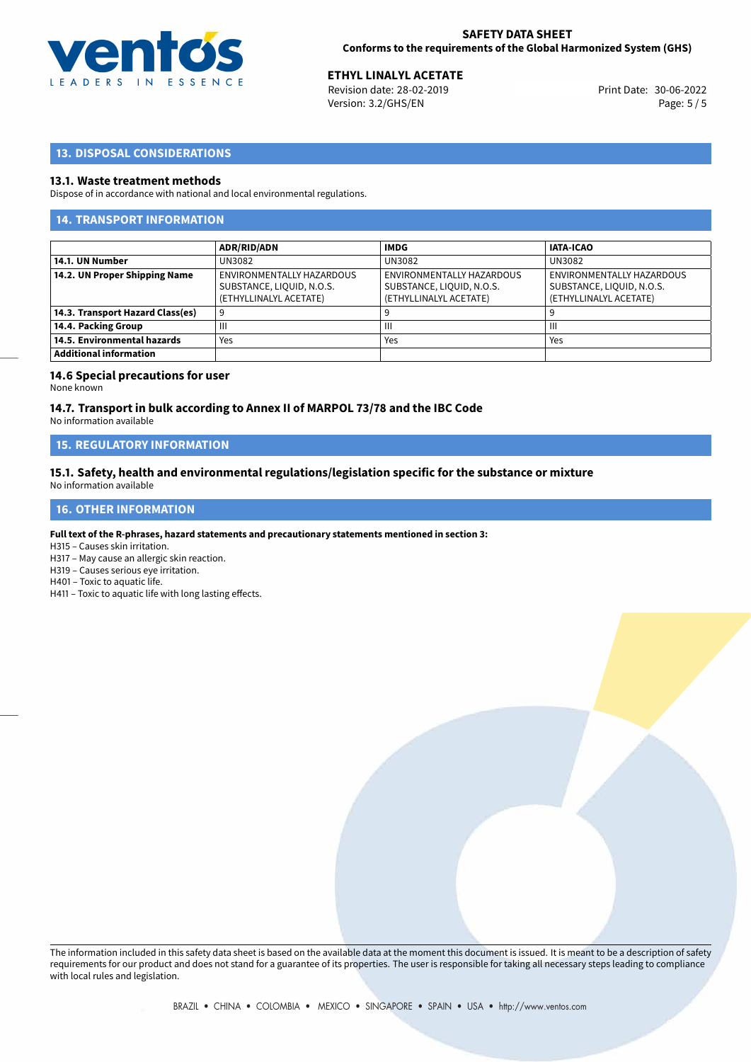## 13. DISPOSAL CONSIDERATIONS

### 13.1. Waste treatment methods

Dispose of in accordance with national and local environmental regulations.

## 14. TRANSPORT INFORMATION

| | ADR/RID/ADN | IMDG | IATA-ICAO |
|---|---|---|---|
| **14.1. UN Number** | UN3082 | UN3082 | UN3082 |
| **14.2. UN Proper Shipping Name** | ENVIRONMENTALLY HAZARDOUS SUBSTANCE, LIQUID, N.O.S. (ETHYLLINALYL ACETATE) | ENVIRONMENTALLY HAZARDOUS SUBSTANCE, LIQUID, N.O.S. (ETHYLLINALYL ACETATE) | ENVIRONMENTALLY HAZARDOUS SUBSTANCE, LIQUID, N.O.S. (ETHYLLINALYL ACETATE) |
| **14.3. Transport Hazard Class(es)** | 9 | 9 | 9 |
| **14.4. Packing Group** | III | III | III |
| **14.5. Environmental hazards** | Yes | Yes | Yes |
| **Additional information** | | | |

### 14.6 Special precautions for user

None known

### 14.7. Transport in bulk according to Annex II of MARPOL 73/78 and the IBC Code

No information available

## 15. REGULATORY INFORMATION

### 15.1. Safety, health and environmental regulations/legislation specific for the substance or mixture

No information available

## 16. OTHER INFORMATION

**Full text of the R-phrases, hazard statements and precautionary statements mentioned in section 3:**

H315 – Causes skin irritation.
H317 – May cause an allergic skin reaction.
H319 – Causes serious eye irritation.
H401 – Toxic to aquatic life.
H411 – Toxic to aquatic life with long lasting effects.

The information included in this safety data sheet is based on the available data at the moment this document is issued. It is meant to be a description of safety requirements for our product and does not stand for a guarantee of its properties. The user is responsible for taking all necessary steps leading to compliance with local rules and legislation.